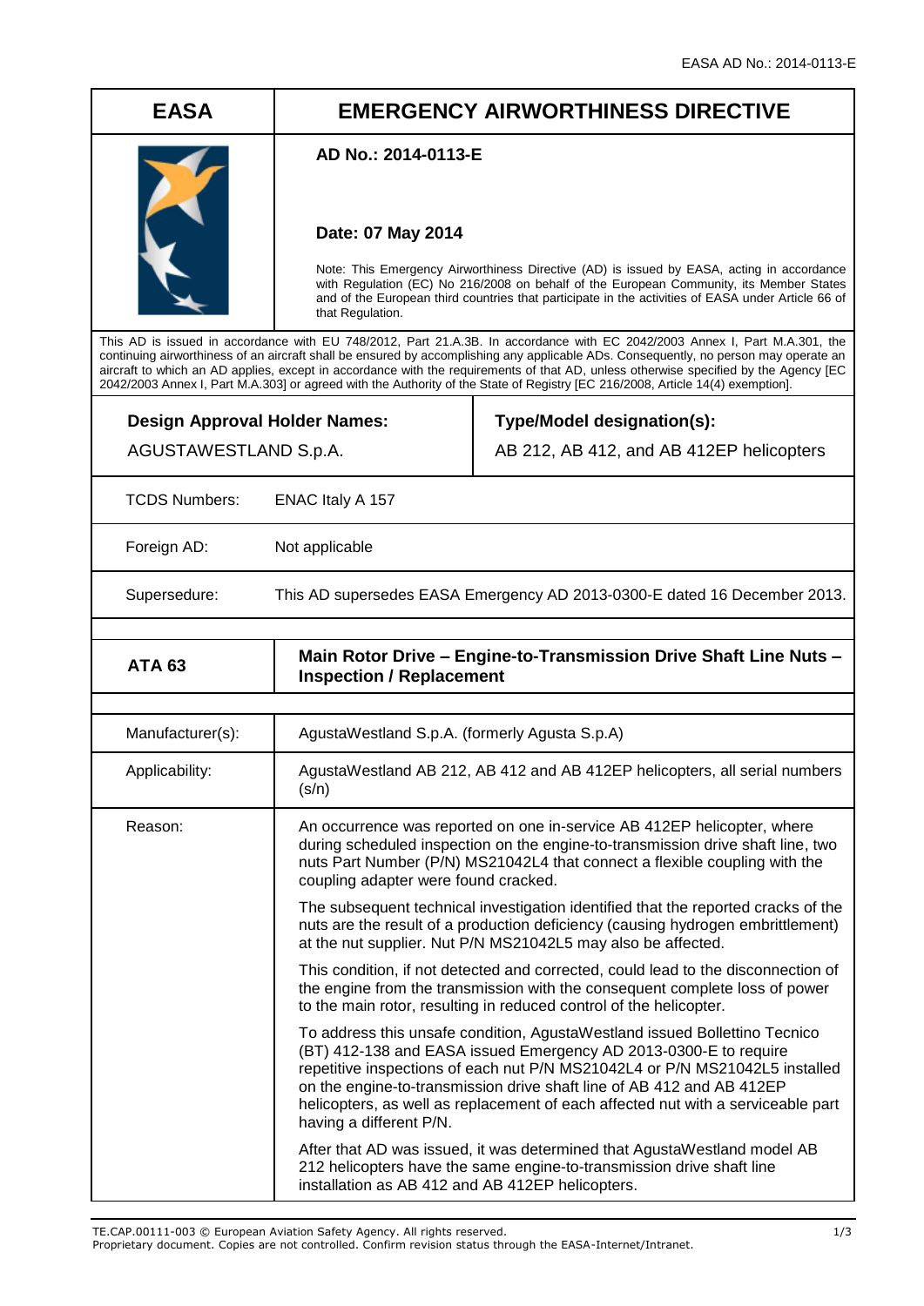| EASA | EMERGENCY AIRWORTHINESS DIRECTIVE |
|---|---|
| | **AD No.: 2014-0113-E**<br><br>**Date: 07 May 2014**<br><br>Note: This Emergency Airworthiness Directive (AD) is issued by EASA, acting in accordance with Regulation (EC) No 216/2008 on behalf of the European Community, its Member States and of the European third countries that participate in the activities of EASA under Article 66 of that Regulation. |

This AD is issued in accordance with EU 748/2012, Part 21.A.3B. In accordance with EC 2042/2003 Annex I, Part M.A.301, the continuing airworthiness of an aircraft shall be ensured by accomplishing any applicable ADs. Consequently, no person may operate an aircraft to which an AD applies, except in accordance with the requirements of that AD, unless otherwise specified by the Agency [EC 2042/2003 Annex I, Part M.A.303] or agreed with the Authority of the State of Registry [EC 216/2008, Article 14(4) exemption].

| **Design Approval Holder Names:** | **Type/Model designation(s):** |
|---|---|
| AGUSTAWESTLAND S.p.A. | AB 212, AB 412, and AB 412EP helicopters |

| | |
|---|---|
| TCDS Numbers: | ENAC Italy A 157 |
| Foreign AD: | Not applicable |
| Supersedure: | This AD supersedes EASA Emergency AD 2013-0300-E dated 16 December 2013. |

| **ATA 63** | **Main Rotor Drive – Engine-to-Transmission Drive Shaft Line Nuts – Inspection / Replacement** |
|---|---|

| | |
|---|---|
| Manufacturer(s): | AgustaWestland S.p.A. (formerly Agusta S.p.A) |
| Applicability: | AgustaWestland AB 212, AB 412 and AB 412EP helicopters, all serial numbers (s/n) |
| Reason: | An occurrence was reported on one in-service AB 412EP helicopter, where during scheduled inspection on the engine-to-transmission drive shaft line, two nuts Part Number (P/N) MS21042L4 that connect a flexible coupling with the coupling adapter were found cracked.<br><br>The subsequent technical investigation identified that the reported cracks of the nuts are the result of a production deficiency (causing hydrogen embrittlement) at the nut supplier. Nut P/N MS21042L5 may also be affected.<br><br>This condition, if not detected and corrected, could lead to the disconnection of the engine from the transmission with the consequent complete loss of power to the main rotor, resulting in reduced control of the helicopter.<br><br>To address this unsafe condition, AgustaWestland issued Bollettino Tecnico (BT) 412-138 and EASA issued Emergency AD 2013-0300-E to require repetitive inspections of each nut P/N MS21042L4 or P/N MS21042L5 installed on the engine-to-transmission drive shaft line of AB 412 and AB 412EP helicopters, as well as replacement of each affected nut with a serviceable part having a different P/N.<br><br>After that AD was issued, it was determined that AgustaWestland model AB 212 helicopters have the same engine-to-transmission drive shaft line installation as AB 412 and AB 412EP helicopters. |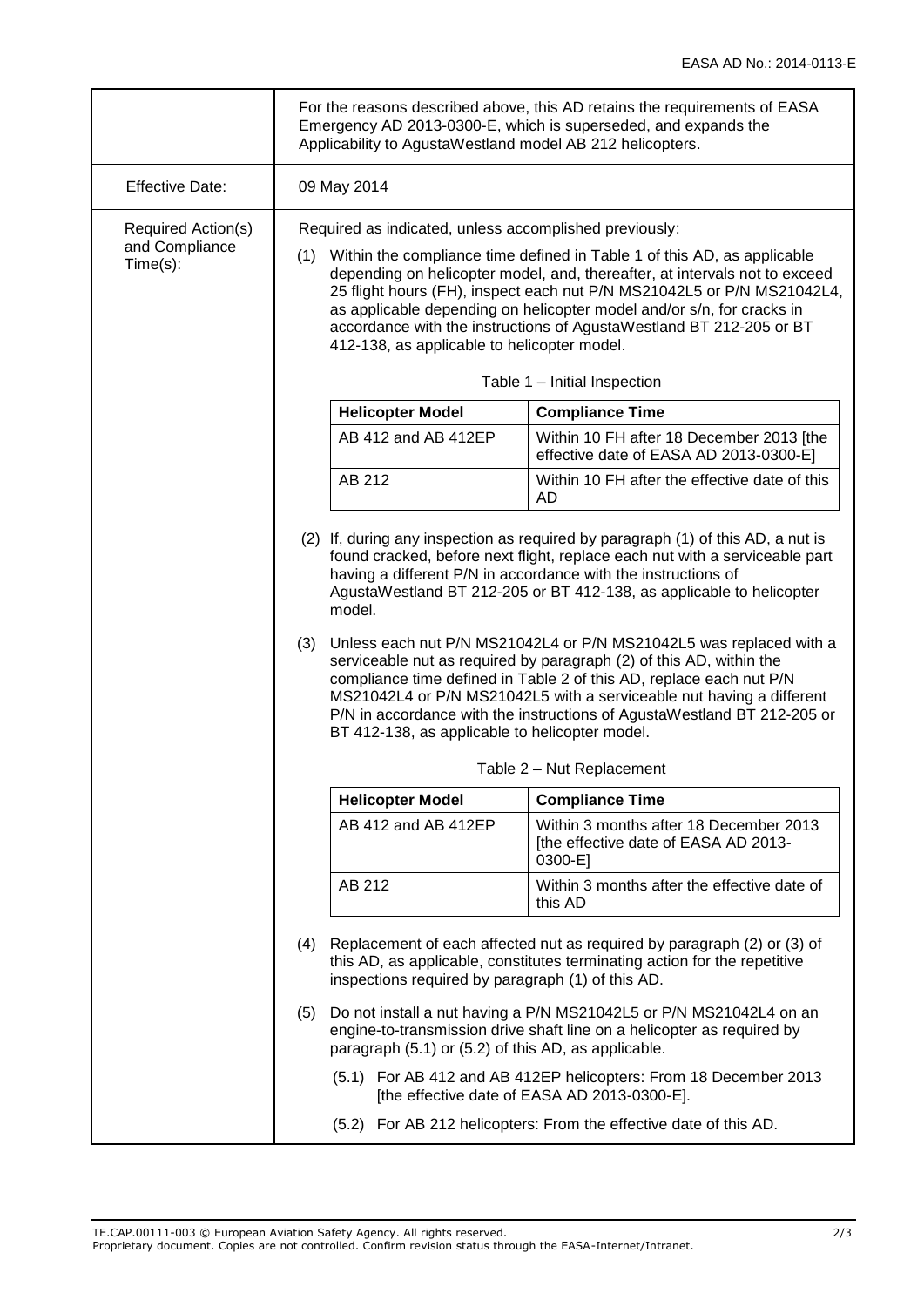For the reasons described above, this AD retains the requirements of EASA Emergency AD 2013-0300-E, which is superseded, and expands the Applicability to AgustaWestland model AB 212 helicopters.

**Effective Date:** 09 May 2014

**Required Action(s) and Compliance Time(s):**

Required as indicated, unless accomplished previously:

(1) Within the compliance time defined in Table 1 of this AD, as applicable depending on helicopter model, and, thereafter, at intervals not to exceed 25 flight hours (FH), inspect each nut P/N MS21042L5 or P/N MS21042L4, as applicable depending on helicopter model and/or s/n, for cracks in accordance with the instructions of AgustaWestland BT 212-205 or BT 412-138, as applicable to helicopter model.

Table 1 – Initial Inspection

| Helicopter Model | Compliance Time |
|---|---|
| AB 412 and AB 412EP | Within 10 FH after 18 December 2013 [the effective date of EASA AD 2013-0300-E] |
| AB 212 | Within 10 FH after the effective date of this AD |

(2) If, during any inspection as required by paragraph (1) of this AD, a nut is found cracked, before next flight, replace each nut with a serviceable part having a different P/N in accordance with the instructions of AgustaWestland BT 212-205 or BT 412-138, as applicable to helicopter model.

(3) Unless each nut P/N MS21042L4 or P/N MS21042L5 was replaced with a serviceable nut as required by paragraph (2) of this AD, within the compliance time defined in Table 2 of this AD, replace each nut P/N MS21042L4 or P/N MS21042L5 with a serviceable nut having a different P/N in accordance with the instructions of AgustaWestland BT 212-205 or BT 412-138, as applicable to helicopter model.

Table 2 – Nut Replacement

| Helicopter Model | Compliance Time |
|---|---|
| AB 412 and AB 412EP | Within 3 months after 18 December 2013 [the effective date of EASA AD 2013-0300-E] |
| AB 212 | Within 3 months after the effective date of this AD |

(4) Replacement of each affected nut as required by paragraph (2) or (3) of this AD, as applicable, constitutes terminating action for the repetitive inspections required by paragraph (1) of this AD.

(5) Do not install a nut having a P/N MS21042L5 or P/N MS21042L4 on an engine-to-transmission drive shaft line on a helicopter as required by paragraph (5.1) or (5.2) of this AD, as applicable.

(5.1) For AB 412 and AB 412EP helicopters: From 18 December 2013 [the effective date of EASA AD 2013-0300-E].

(5.2) For AB 212 helicopters: From the effective date of this AD.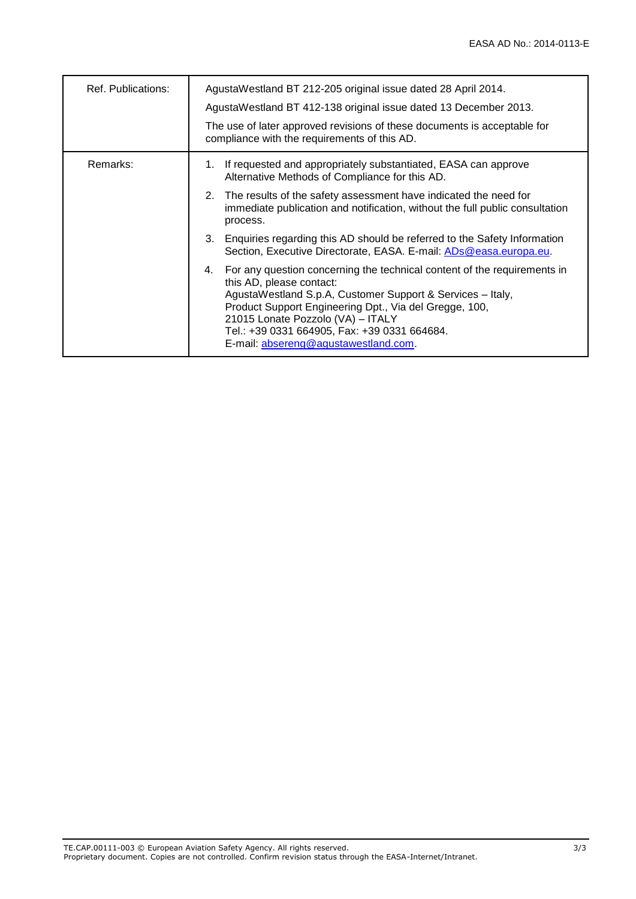| | |
|---|---|
| Ref. Publications: | AgustaWestland BT 212-205 original issue dated 28 April 2014.<br>AgustaWestland BT 412-138 original issue dated 13 December 2013.<br>The use of later approved revisions of these documents is acceptable for compliance with the requirements of this AD. |
| Remarks: | 1. If requested and appropriately substantiated, EASA can approve Alternative Methods of Compliance for this AD.<br>2. The results of the safety assessment have indicated the need for immediate publication and notification, without the full public consultation process.<br>3. Enquiries regarding this AD should be referred to the Safety Information Section, Executive Directorate, EASA. E-mail: ADs@easa.europa.eu.<br>4. For any question concerning the technical content of the requirements in this AD, please contact:<br>AgustaWestland S.p.A, Customer Support & Services – Italy,<br>Product Support Engineering Dpt., Via del Gregge, 100,<br>21015 Lonate Pozzolo (VA) – ITALY<br>Tel.: +39 0331 664905, Fax: +39 0331 664684.<br>E-mail: absereng@agustawestland.com. |